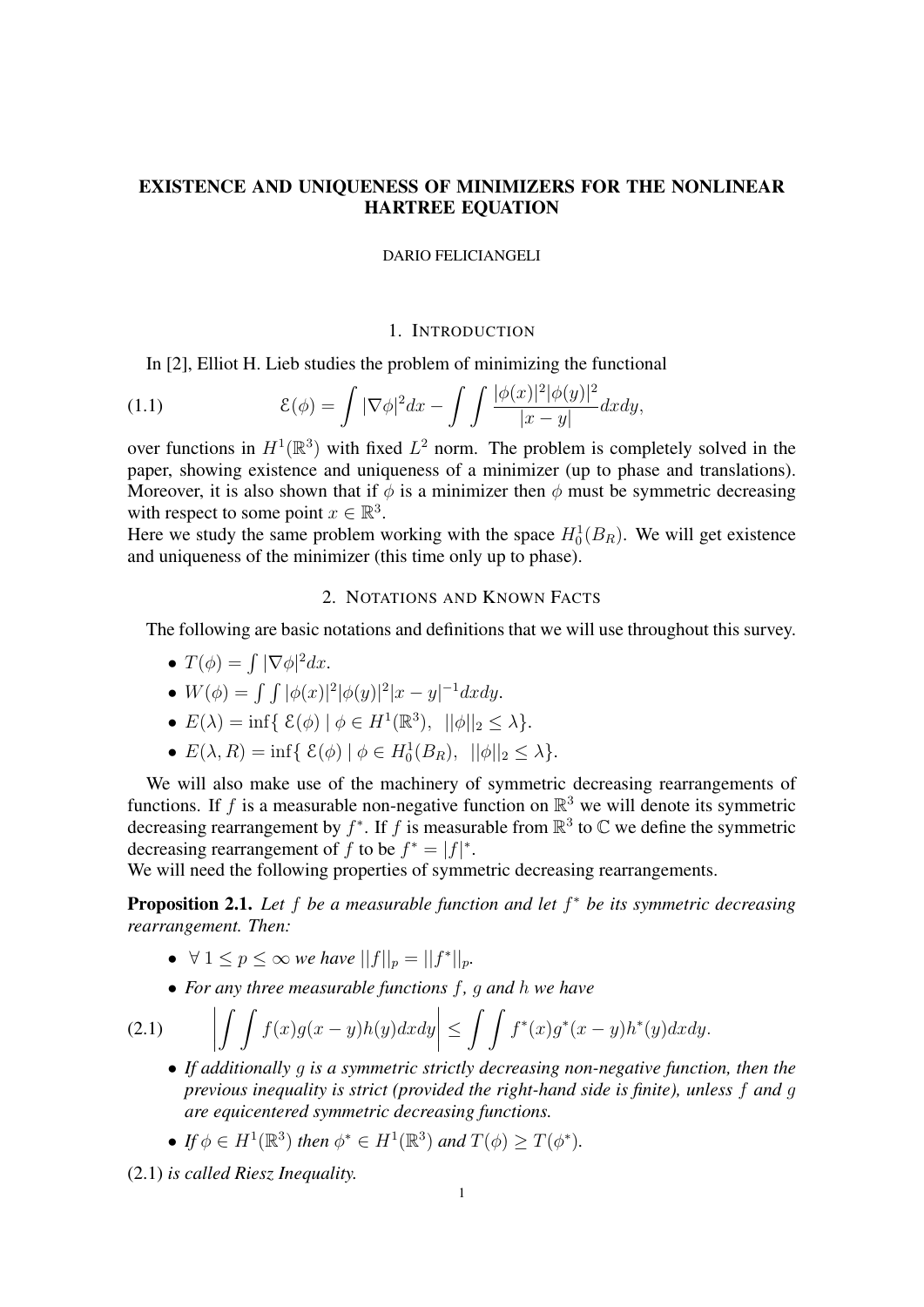# EXISTENCE AND UNIQUENESS OF MINIMIZERS FOR THE NONLINEAR HARTREE EQUATION

DARIO FELICIANGELI

## 1. Introduction

In [2], Elliot H. Lieb studies the problem of minimizing the functional

$$\mathcal{E}(\phi) = \int |\nabla \phi|^2 dx - \int \int \frac{|\phi(x)|^2 |\phi(y)|^2}{|x-y|} dxdy, \tag{1.1}$$

over functions in $H^1(\mathbb{R}^3)$ with fixed $L^2$ norm. The problem is completely solved in the paper, showing existence and uniqueness of a minimizer (up to phase and translations). Moreover, it is also shown that if $\phi$ is a minimizer then $\phi$ must be symmetric decreasing with respect to some point $x \in \mathbb{R}^3$.
Here we study the same problem working with the space $H_0^1(B_R)$. We will get existence and uniqueness of the minimizer (this time only up to phase).

## 2. Notations and Known Facts

The following are basic notations and definitions that we will use throughout this survey.

- $T(\phi) = \int |\nabla \phi|^2 dx$.
- $W(\phi) = \int \int |\phi(x)|^2 |\phi(y)|^2 |x-y|^{-1} dxdy$.
- $E(\lambda) = \inf\{ \mathcal{E}(\phi) \mid \phi \in H^1(\mathbb{R}^3), \ ||\phi||_2 \leq \lambda\}$.
- $E(\lambda, R) = \inf\{ \mathcal{E}(\phi) \mid \phi \in H_0^1(B_R), \ ||\phi||_2 \leq \lambda\}$.

We will also make use of the machinery of symmetric decreasing rearrangements of functions. If $f$ is a measurable non-negative function on $\mathbb{R}^3$ we will denote its symmetric decreasing rearrangement by $f^*$. If $f$ is measurable from $\mathbb{R}^3$ to $\mathbb{C}$ we define the symmetric decreasing rearrangement of $f$ to be $f^* = |f|^*$.
We will need the following properties of symmetric decreasing rearrangements.

**Proposition 2.1.** *Let $f$ be a measurable function and let $f^*$ be its symmetric decreasing rearrangement. Then:*

- $\forall \ 1 \leq p \leq \infty$ *we have* $||f||_p = ||f^*||_p$.
- *For any three measurable functions $f$, $g$ and $h$ we have*

$$\left| \int \int f(x) g(x-y) h(y) dxdy \right| \leq \int \int f^*(x) g^*(x-y) h^*(y) dxdy. \tag{2.1}$$

- *If additionally $g$ is a symmetric strictly decreasing non-negative function, then the previous inequality is strict (provided the right-hand side is finite), unless $f$ and $g$ are equicentered symmetric decreasing functions.*
- *If $\phi \in H^1(\mathbb{R}^3)$ then $\phi^* \in H^1(\mathbb{R}^3)$ and $T(\phi) \geq T(\phi^*)$.*

(2.1) *is called Riesz Inequality.*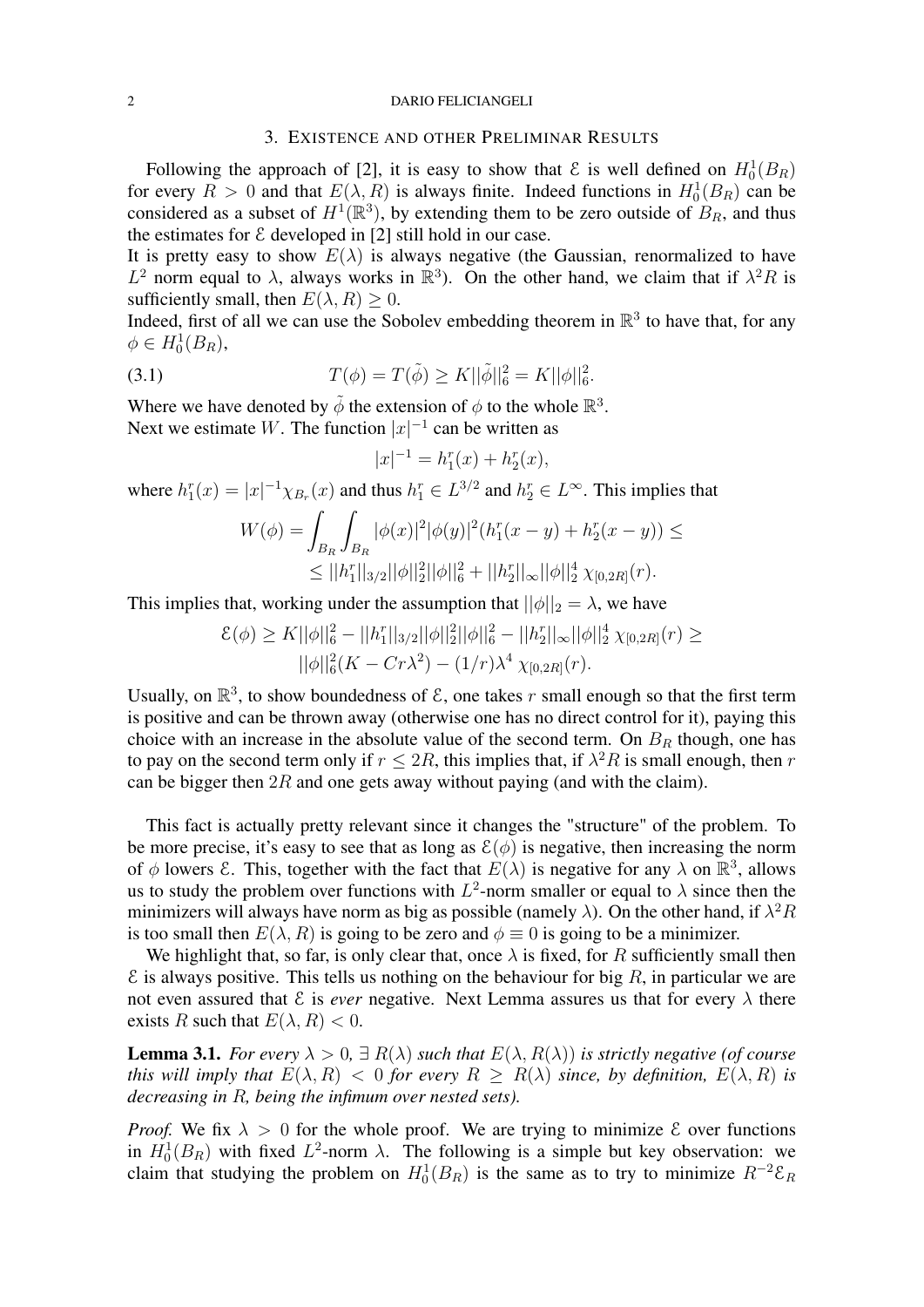## 3. Existence and other Preliminar Results

Following the approach of [2], it is easy to show that $\mathcal{E}$ is well defined on $H_0^1(B_R)$ for every $R > 0$ and that $E(\lambda, R)$ is always finite. Indeed functions in $H_0^1(B_R)$ can be considered as a subset of $H^1(\mathbb{R}^3)$, by extending them to be zero outside of $B_R$, and thus the estimates for $\mathcal{E}$ developed in [2] still hold in our case.

It is pretty easy to show $E(\lambda)$ is always negative (the Gaussian, renormalized to have $L^2$ norm equal to $\lambda$, always works in $\mathbb{R}^3$). On the other hand, we claim that if $\lambda^2 R$ is sufficiently small, then $E(\lambda, R) \geq 0$.

Indeed, first of all we can use the Sobolev embedding theorem in $\mathbb{R}^3$ to have that, for any $\phi \in H_0^1(B_R)$,

$$T(\phi) = T(\tilde{\phi}) \geq K||\tilde{\phi}||_6^2 = K||\phi||_6^2. \tag{3.1}$$

Where we have denoted by $\tilde{\phi}$ the extension of $\phi$ to the whole $\mathbb{R}^3$.

Next we estimate $W$. The function $|x|^{-1}$ can be written as

$$|x|^{-1} = h_1^r(x) + h_2^r(x),$$

where $h_1^r(x) = |x|^{-1}\chi_{B_r}(x)$ and thus $h_1^r \in L^{3/2}$ and $h_2^r \in L^\infty$. This implies that

$$\begin{aligned} W(\phi) = \int_{B_R}\int_{B_R} |\phi(x)|^2|\phi(y)|^2(h_1^r(x-y) + h_2^r(x-y)) \leq \\ \leq ||h_1^r||_{3/2}||\phi||_2^2||\phi||_6^2 + ||h_2^r||_\infty ||\phi||_2^4\, \chi_{[0,2R]}(r). \end{aligned}$$

This implies that, working under the assumption that $||\phi||_2 = \lambda$, we have

$$\begin{aligned} \mathcal{E}(\phi) \geq K||\phi||_6^2 - ||h_1^r||_{3/2}||\phi||_2^2||\phi||_6^2 - ||h_2^r||_\infty||\phi||_2^4\, \chi_{[0,2R]}(r) \geq \\ ||\phi||_6^2(K - Cr\lambda^2) - (1/r)\lambda^4\, \chi_{[0,2R]}(r). \end{aligned}$$

Usually, on $\mathbb{R}^3$, to show boundedness of $\mathcal{E}$, one takes $r$ small enough so that the first term is positive and can be thrown away (otherwise one has no direct control for it), paying this choice with an increase in the absolute value of the second term. On $B_R$ though, one has to pay on the second term only if $r \leq 2R$, this implies that, if $\lambda^2 R$ is small enough, then $r$ can be bigger then $2R$ and one gets away without paying (and with the claim).

This fact is actually pretty relevant since it changes the "structure" of the problem. To be more precise, it's easy to see that as long as $\mathcal{E}(\phi)$ is negative, then increasing the norm of $\phi$ lowers $\mathcal{E}$. This, together with the fact that $E(\lambda)$ is negative for any $\lambda$ on $\mathbb{R}^3$, allows us to study the problem over functions with $L^2$-norm smaller or equal to $\lambda$ since then the minimizers will always have norm as big as possible (namely $\lambda$). On the other hand, if $\lambda^2 R$ is too small then $E(\lambda, R)$ is going to be zero and $\phi \equiv 0$ is going to be a minimizer.

We highlight that, so far, is only clear that, once $\lambda$ is fixed, for $R$ sufficiently small then $\mathcal{E}$ is always positive. This tells us nothing on the behaviour for big $R$, in particular we are not even assured that $\mathcal{E}$ is *ever* negative. Next Lemma assures us that for every $\lambda$ there exists $R$ such that $E(\lambda, R) < 0$.

**Lemma 3.1.** *For every $\lambda > 0$, $\exists\, R(\lambda)$ such that $E(\lambda, R(\lambda))$ is strictly negative (of course this will imply that $E(\lambda, R) < 0$ for every $R \geq R(\lambda)$ since, by definition, $E(\lambda, R)$ is decreasing in $R$, being the infimum over nested sets).*

*Proof.* We fix $\lambda > 0$ for the whole proof. We are trying to minimize $\mathcal{E}$ over functions in $H_0^1(B_R)$ with fixed $L^2$-norm $\lambda$. The following is a simple but key observation: we claim that studying the problem on $H_0^1(B_R)$ is the same as to try to minimize $R^{-2}\mathcal{E}_R$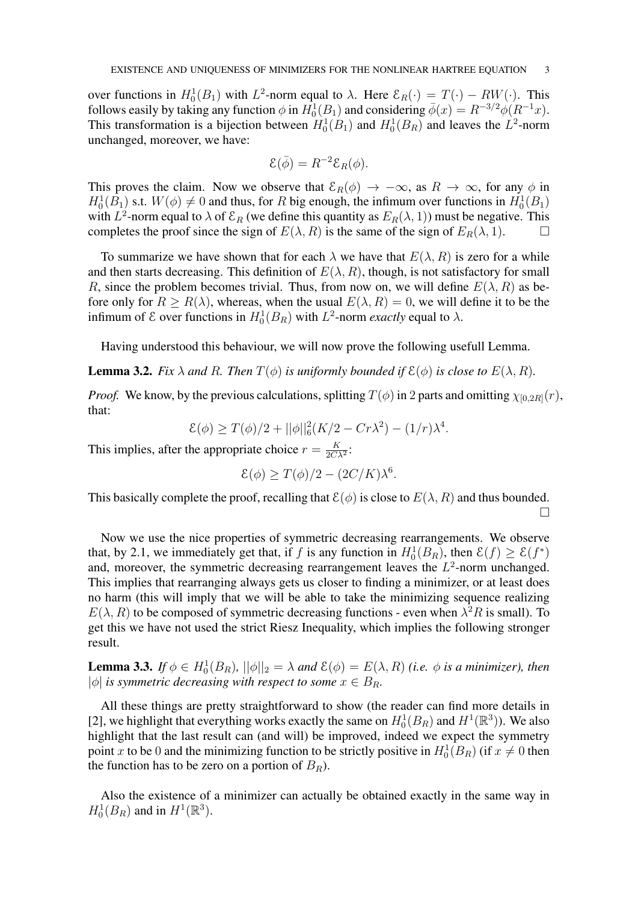over functions in $H_0^1(B_1)$ with $L^2$-norm equal to $\lambda$. Here $\mathcal{E}_R(\cdot) = T(\cdot) - RW(\cdot)$. This follows easily by taking any function $\phi$ in $H_0^1(B_1)$ and considering $\bar{\phi}(x) = R^{-3/2}\phi(R^{-1}x)$. This transformation is a bijection between $H_0^1(B_1)$ and $H_0^1(B_R)$ and leaves the $L^2$-norm unchanged, moreover, we have:

$$\mathcal{E}(\bar{\phi}) = R^{-2}\mathcal{E}_R(\phi).$$

This proves the claim. Now we observe that $\mathcal{E}_R(\phi) \to -\infty$, as $R \to \infty$, for any $\phi$ in $H_0^1(B_1)$ s.t. $W(\phi) \neq 0$ and thus, for $R$ big enough, the infimum over functions in $H_0^1(B_1)$ with $L^2$-norm equal to $\lambda$ of $\mathcal{E}_R$ (we define this quantity as $E_R(\lambda, 1)$) must be negative. This completes the proof since the sign of $E(\lambda, R)$ is the same of the sign of $E_R(\lambda, 1)$. □

To summarize we have shown that for each $\lambda$ we have that $E(\lambda, R)$ is zero for a while and then starts decreasing. This definition of $E(\lambda, R)$, though, is not satisfactory for small $R$, since the problem becomes trivial. Thus, from now on, we will define $E(\lambda, R)$ as before only for $R \geq R(\lambda)$, whereas, when the usual $E(\lambda, R) = 0$, we will define it to be the infimum of $\mathcal{E}$ over functions in $H_0^1(B_R)$ with $L^2$-norm *exactly* equal to $\lambda$.

Having understood this behaviour, we will now prove the following usefull Lemma.

**Lemma 3.2.** *Fix $\lambda$ and $R$. Then $T(\phi)$ is uniformly bounded if $\mathcal{E}(\phi)$ is close to $E(\lambda, R)$.*

*Proof.* We know, by the previous calculations, splitting $T(\phi)$ in 2 parts and omitting $\chi_{[0,2R]}(r)$, that:

$$\mathcal{E}(\phi) \geq T(\phi)/2 + ||\phi||_6^2(K/2 - Cr\lambda^2) - (1/r)\lambda^4.$$

This implies, after the appropriate choice $r = \frac{K}{2C\lambda^2}$:

$$\mathcal{E}(\phi) \geq T(\phi)/2 - (2C/K)\lambda^6.$$

This basically complete the proof, recalling that $\mathcal{E}(\phi)$ is close to $E(\lambda, R)$ and thus bounded. □

Now we use the nice properties of symmetric decreasing rearrangements. We observe that, by 2.1, we immediately get that, if $f$ is any function in $H_0^1(B_R)$, then $\mathcal{E}(f) \geq \mathcal{E}(f^*)$ and, moreover, the symmetric decreasing rearrangement leaves the $L^2$-norm unchanged. This implies that rearranging always gets us closer to finding a minimizer, or at least does no harm (this will imply that we will be able to take the minimizing sequence realizing $E(\lambda, R)$ to be composed of symmetric decreasing functions - even when $\lambda^2 R$ is small). To get this we have not used the strict Riesz Inequality, which implies the following stronger result.

**Lemma 3.3.** *If $\phi \in H_0^1(B_R)$, $||\phi||_2 = \lambda$ and $\mathcal{E}(\phi) = E(\lambda, R)$ (i.e. $\phi$ is a minimizer), then $|\phi|$ is symmetric decreasing with respect to some $x \in B_R$.*

All these things are pretty straightforward to show (the reader can find more details in [2], we highlight that everything works exactly the same on $H_0^1(B_R)$ and $H^1(\mathbb{R}^3)$). We also highlight that the last result can (and will) be improved, indeed we expect the symmetry point $x$ to be $0$ and the minimizing function to be strictly positive in $H_0^1(B_R)$ (if $x \neq 0$ then the function has to be zero on a portion of $B_R$).

Also the existence of a minimizer can actually be obtained exactly in the same way in $H_0^1(B_R)$ and in $H^1(\mathbb{R}^3)$.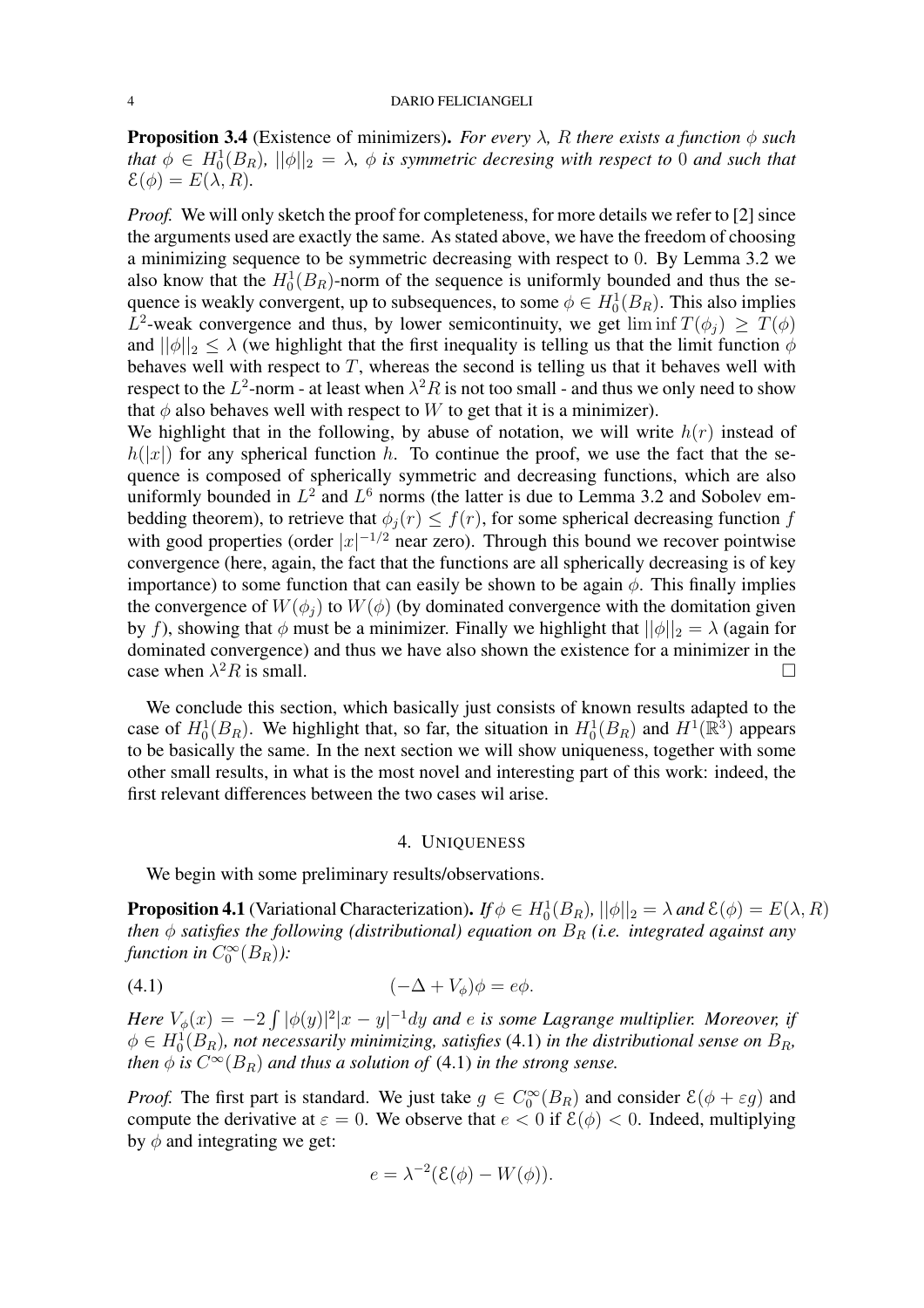**Proposition 3.4** (Existence of minimizers)**.** *For every $\lambda$, $R$ there exists a function $\phi$ such that $\phi \in H_0^1(B_R)$, $||\phi||_2 = \lambda$, $\phi$ is symmetric decresing with respect to $0$ and such that $\mathcal{E}(\phi) = E(\lambda, R)$.*

*Proof.* We will only sketch the proof for completeness, for more details we refer to [2] since the arguments used are exactly the same. As stated above, we have the freedom of choosing a minimizing sequence to be symmetric decreasing with respect to 0. By Lemma 3.2 we also know that the $H_0^1(B_R)$-norm of the sequence is uniformly bounded and thus the sequence is weakly convergent, up to subsequences, to some $\phi \in H_0^1(B_R)$. This also implies $L^2$-weak convergence and thus, by lower semicontinuity, we get $\liminf T(\phi_j) \geq T(\phi)$ and $||\phi||_2 \leq \lambda$ (we highlight that the first inequality is telling us that the limit function $\phi$ behaves well with respect to $T$, whereas the second is telling us that it behaves well with respect to the $L^2$-norm - at least when $\lambda^2 R$ is not too small - and thus we only need to show that $\phi$ also behaves well with respect to $W$ to get that it is a minimizer).
We highlight that in the following, by abuse of notation, we will write $h(r)$ instead of $h(|x|)$ for any spherical function $h$. To continue the proof, we use the fact that the sequence is composed of spherically symmetric and decreasing functions, which are also uniformly bounded in $L^2$ and $L^6$ norms (the latter is due to Lemma 3.2 and Sobolev embedding theorem), to retrieve that $\phi_j(r) \leq f(r)$, for some spherical decreasing function $f$ with good properties (order $|x|^{-1/2}$ near zero). Through this bound we recover pointwise convergence (here, again, the fact that the functions are all spherically decreasing is of key importance) to some function that can easily be shown to be again $\phi$. This finally implies the convergence of $W(\phi_j)$ to $W(\phi)$ (by dominated convergence with the domitation given by $f$), showing that $\phi$ must be a minimizer. Finally we highlight that $||\phi||_2 = \lambda$ (again for dominated convergence) and thus we have also shown the existence for a minimizer in the case when $\lambda^2 R$ is small. □

We conclude this section, which basically just consists of known results adapted to the case of $H_0^1(B_R)$. We highlight that, so far, the situation in $H_0^1(B_R)$ and $H^1(\mathbb{R}^3)$ appears to be basically the same. In the next section we will show uniqueness, together with some other small results, in what is the most novel and interesting part of this work: indeed, the first relevant differences between the two cases wil arise.

## 4. Uniqueness

We begin with some preliminary results/observations.

**Proposition 4.1** (Variational Characterization)**.** *If $\phi \in H_0^1(B_R)$, $||\phi||_2 = \lambda$ and $\mathcal{E}(\phi) = E(\lambda, R)$ then $\phi$ satisfies the following (distributional) equation on $B_R$ (i.e. integrated against any function in $C_0^\infty(B_R)$):*

$$(-\Delta + V_\phi)\phi = e\phi. \tag{4.1}$$

*Here $V_\phi(x) = -2\int |\phi(y)|^2 |x-y|^{-1} dy$ and $e$ is some Lagrange multiplier. Moreover, if $\phi \in H_0^1(B_R)$, not necessarily minimizing, satisfies* (4.1) *in the distributional sense on $B_R$, then $\phi$ is $C^\infty(B_R)$ and thus a solution of* (4.1) *in the strong sense.*

*Proof.* The first part is standard. We just take $g \in C_0^\infty(B_R)$ and consider $\mathcal{E}(\phi + \varepsilon g)$ and compute the derivative at $\varepsilon = 0$. We observe that $e < 0$ if $\mathcal{E}(\phi) < 0$. Indeed, multiplying by $\phi$ and integrating we get:

$$e = \lambda^{-2}(\mathcal{E}(\phi) - W(\phi)).$$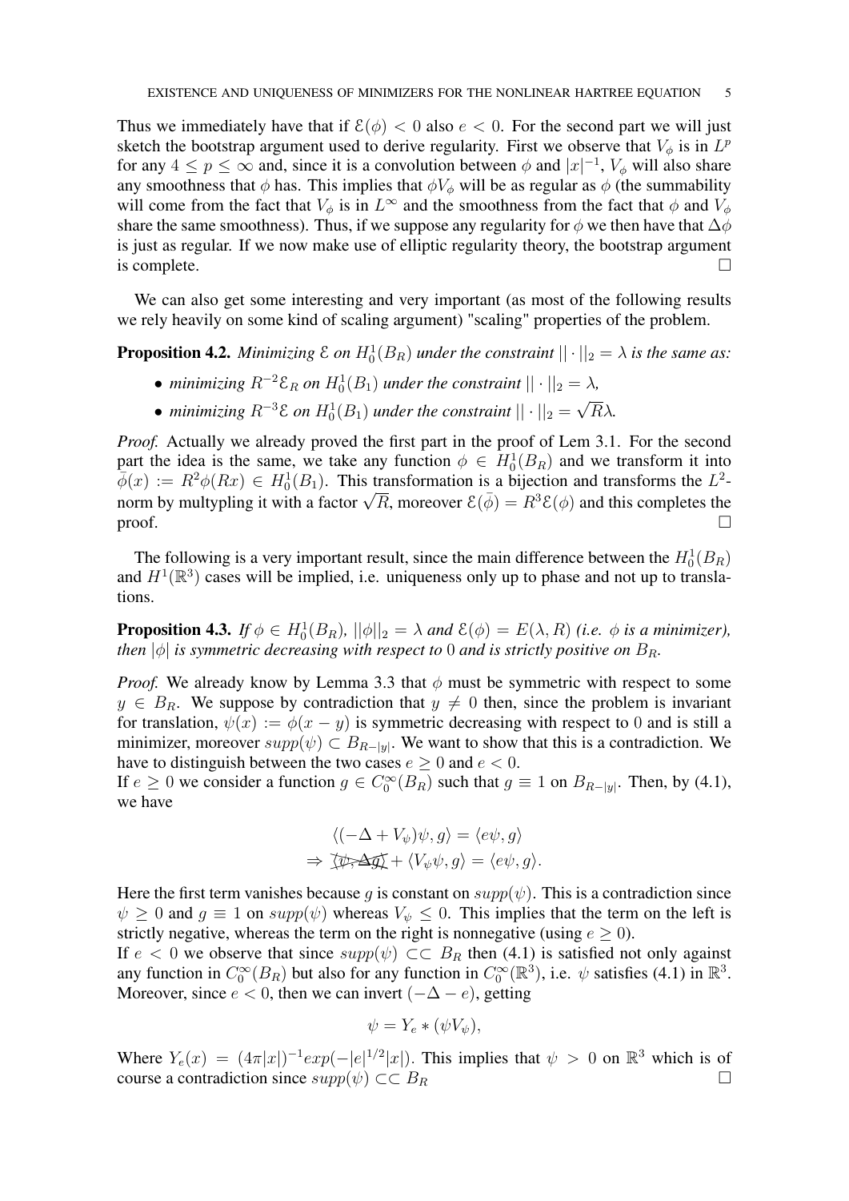Thus we immediately have that if $\mathcal{E}(\phi) < 0$ also $e < 0$. For the second part we will just sketch the bootstrap argument used to derive regularity. First we observe that $V_\phi$ is in $L^p$ for any $4 \leq p \leq \infty$ and, since it is a convolution between $\phi$ and $|x|^{-1}$, $V_\phi$ will also share any smoothness that $\phi$ has. This implies that $\phi V_\phi$ will be as regular as $\phi$ (the summability will come from the fact that $V_\phi$ is in $L^\infty$ and the smoothness from the fact that $\phi$ and $V_\phi$ share the same smoothness). Thus, if we suppose any regularity for $\phi$ we then have that $\Delta\phi$ is just as regular. If we now make use of elliptic regularity theory, the bootstrap argument is complete. □

We can also get some interesting and very important (as most of the following results we rely heavily on some kind of scaling argument) "scaling" properties of the problem.

**Proposition 4.2.** *Minimizing $\mathcal{E}$ on $H^1_0(B_R)$ under the constraint $||\cdot||_2 = \lambda$ is the same as:*

- *minimizing $R^{-2}\mathcal{E}_R$ on $H^1_0(B_1)$ under the constraint $||\cdot||_2 = \lambda$,*
- *minimizing $R^{-3}\mathcal{E}$ on $H^1_0(B_1)$ under the constraint $||\cdot||_2 = \sqrt{R}\lambda$.*

*Proof.* Actually we already proved the first part in the proof of Lem 3.1. For the second part the idea is the same, we take any function $\phi \in H^1_0(B_R)$ and we transform it into $\bar{\phi}(x) := R^2\phi(Rx) \in H^1_0(B_1)$. This transformation is a bijection and transforms the $L^2$-norm by multypling it with a factor $\sqrt{R}$, moreover $\mathcal{E}(\bar{\phi}) = R^3\mathcal{E}(\phi)$ and this completes the proof. □

The following is a very important result, since the main difference between the $H^1_0(B_R)$ and $H^1(\mathbb{R}^3)$ cases will be implied, i.e. uniqueness only up to phase and not up to translations.

**Proposition 4.3.** *If $\phi \in H^1_0(B_R)$, $||\phi||_2 = \lambda$ and $\mathcal{E}(\phi) = E(\lambda, R)$ (i.e. $\phi$ is a minimizer), then $|\phi|$ is symmetric decreasing with respect to $0$ and is strictly positive on $B_R$.*

*Proof.* We already know by Lemma 3.3 that $\phi$ must be symmetric with respect to some $y \in B_R$. We suppose by contradiction that $y \neq 0$ then, since the problem is invariant for translation, $\psi(x) := \phi(x - y)$ is symmetric decreasing with respect to $0$ and is still a minimizer, moreover $supp(\psi) \subset B_{R-|y|}$. We want to show that this is a contradiction. We have to distinguish between the two cases $e \geq 0$ and $e < 0$.
If $e \geq 0$ we consider a function $g \in C^\infty_0(B_R)$ such that $g \equiv 1$ on $B_{R-|y|}$. Then, by (4.1), we have

$$\langle(-\Delta + V_\psi)\psi, g\rangle = \langle e\psi, g\rangle$$
$$\Rightarrow \cancel{\langle \psi, \Delta g\rangle} + \langle V_\psi\psi, g\rangle = \langle e\psi, g\rangle.$$

Here the first term vanishes because $g$ is constant on $supp(\psi)$. This is a contradiction since $\psi \geq 0$ and $g \equiv 1$ on $supp(\psi)$ whereas $V_\psi \leq 0$. This implies that the term on the left is strictly negative, whereas the term on the right is nonnegative (using $e \geq 0$).
If $e < 0$ we observe that since $supp(\psi) \subset\subset B_R$ then (4.1) is satisfied not only against any function in $C^\infty_0(B_R)$ but also for any function in $C^\infty_0(\mathbb{R}^3)$, i.e. $\psi$ satisfies (4.1) in $\mathbb{R}^3$. Moreover, since $e < 0$, then we can invert $(-\Delta - e)$, getting

$$\psi = Y_e * (\psi V_\psi),$$

Where $Y_e(x) = (4\pi|x|)^{-1}exp(-|e|^{1/2}|x|)$. This implies that $\psi > 0$ on $\mathbb{R}^3$ which is of course a contradiction since $supp(\psi) \subset\subset B_R$ □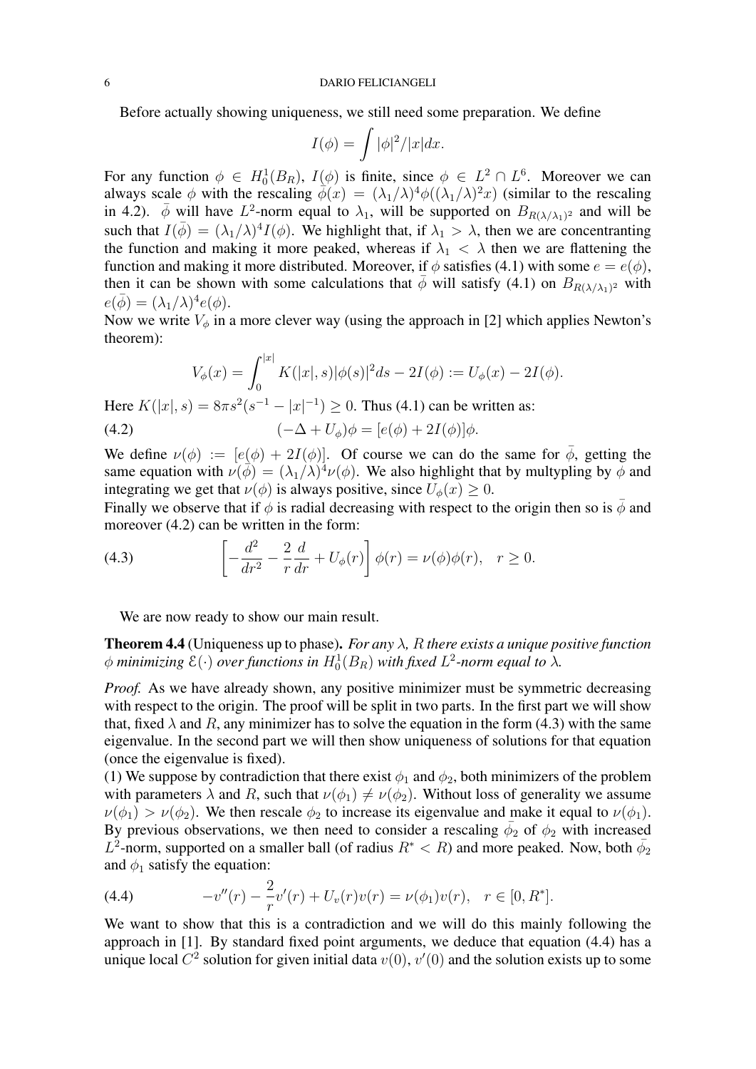Before actually showing uniqueness, we still need some preparation. We define

$$I(\phi) = \int |\phi|^2/|x| dx.$$

For any function $\phi \in H_0^1(B_R)$, $I(\phi)$ is finite, since $\phi \in L^2 \cap L^6$. Moreover we can always scale $\phi$ with the rescaling $\bar{\phi}(x) = (\lambda_1/\lambda)^4 \phi((\lambda_1/\lambda)^2 x)$ (similar to the rescaling in 4.2). $\bar{\phi}$ will have $L^2$-norm equal to $\lambda_1$, will be supported on $B_{R(\lambda/\lambda_1)^2}$ and will be such that $I(\bar{\phi}) = (\lambda_1/\lambda)^4 I(\phi)$. We highlight that, if $\lambda_1 > \lambda$, then we are concentranting the function and making it more peaked, whereas if $\lambda_1 < \lambda$ then we are flattening the function and making it more distributed. Moreover, if $\phi$ satisfies (4.1) with some $e = e(\phi)$, then it can be shown with some calculations that $\bar{\phi}$ will satisfy (4.1) on $B_{R(\lambda/\lambda_1)^2}$ with $e(\bar{\phi}) = (\lambda_1/\lambda)^4 e(\phi)$.

Now we write $V_\phi$ in a more clever way (using the approach in [2] which applies Newton's theorem):

$$V_\phi(x) = \int_0^{|x|} K(|x|, s)|\phi(s)|^2 ds - 2I(\phi) := U_\phi(x) - 2I(\phi).$$

Here $K(|x|, s) = 8\pi s^2(s^{-1} - |x|^{-1}) \geq 0$. Thus (4.1) can be written as:

$$(-\Delta + U_\phi)\phi = [e(\phi) + 2I(\phi)]\phi. \tag{4.2}$$

We define $\nu(\phi) := [e(\phi) + 2I(\phi)]$. Of course we can do the same for $\bar{\phi}$, getting the same equation with $\nu(\bar{\phi}) = (\lambda_1/\lambda)^4 \nu(\phi)$. We also highlight that by multypling by $\phi$ and integrating we get that $\nu(\phi)$ is always positive, since $U_\phi(x) \geq 0$.

Finally we observe that if $\phi$ is radial decreasing with respect to the origin then so is $\bar{\phi}$ and moreover (4.2) can be written in the form:

$$\left[ -\frac{d^2}{dr^2} - \frac{2}{r}\frac{d}{dr} + U_\phi(r) \right] \phi(r) = \nu(\phi)\phi(r), \quad r \geq 0. \tag{4.3}$$

We are now ready to show our main result.

**Theorem 4.4** (Uniqueness up to phase). *For any $\lambda$, $R$ there exists a unique positive function $\phi$ minimizing $\mathcal{E}(\cdot)$ over functions in $H_0^1(B_R)$ with fixed $L^2$-norm equal to $\lambda$.*

*Proof.* As we have already shown, any positive minimizer must be symmetric decreasing with respect to the origin. The proof will be split in two parts. In the first part we will show that, fixed $\lambda$ and $R$, any minimizer has to solve the equation in the form (4.3) with the same eigenvalue. In the second part we will then show uniqueness of solutions for that equation (once the eigenvalue is fixed).

(1) We suppose by contradiction that there exist $\phi_1$ and $\phi_2$, both minimizers of the problem with parameters $\lambda$ and $R$, such that $\nu(\phi_1) \neq \nu(\phi_2)$. Without loss of generality we assume $\nu(\phi_1) > \nu(\phi_2)$. We then rescale $\phi_2$ to increase its eigenvalue and make it equal to $\nu(\phi_1)$. By previous observations, we then need to consider a rescaling $\bar{\phi_2}$ of $\phi_2$ with increased $L^2$-norm, supported on a smaller ball (of radius $R^* < R$) and more peaked. Now, both $\bar{\phi_2}$ and $\phi_1$ satisfy the equation:

$$-v''(r) - \frac{2}{r}v'(r) + U_v(r)v(r) = \nu(\phi_1)v(r), \quad r \in [0, R^*]. \tag{4.4}$$

We want to show that this is a contradiction and we will do this mainly following the approach in [1]. By standard fixed point arguments, we deduce that equation (4.4) has a unique local $C^2$ solution for given initial data $v(0)$, $v'(0)$ and the solution exists up to some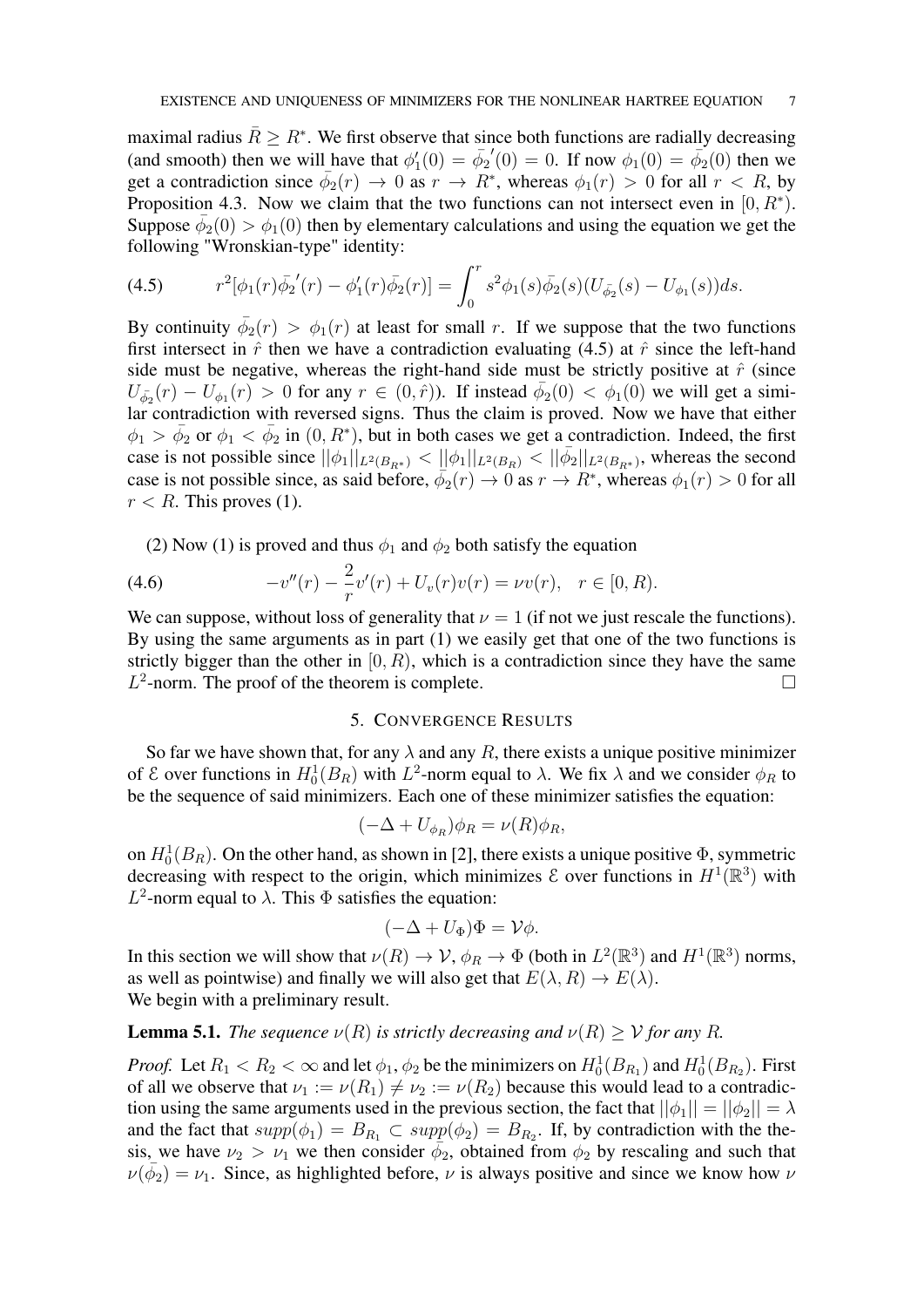maximal radius $\bar{R} \geq R^*$. We first observe that since both functions are radially decreasing (and smooth) then we will have that $\phi_1'(0) = \bar{\phi_2}'(0) = 0$. If now $\phi_1(0) = \bar{\phi_2}(0)$ then we get a contradiction since $\bar{\phi_2}(r) \to 0$ as $r \to R^*$, whereas $\phi_1(r) > 0$ for all $r < R$, by Proposition 4.3. Now we claim that the two functions can not intersect even in $[0, R^*)$. Suppose $\bar{\phi_2}(0) > \phi_1(0)$ then by elementary calculations and using the equation we get the following "Wronskian-type" identity:

$$r^2[\phi_1(r)\bar{\phi_2}'(r) - \phi_1'(r)\bar{\phi_2}(r)] = \int_0^r s^2\phi_1(s)\bar{\phi_2}(s)(U_{\bar{\phi_2}}(s) - U_{\phi_1}(s))ds. \tag{4.5}$$

By continuity $\bar{\phi_2}(r) > \phi_1(r)$ at least for small $r$. If we suppose that the two functions first intersect in $\hat{r}$ then we have a contradiction evaluating (4.5) at $\hat{r}$ since the left-hand side must be negative, whereas the right-hand side must be strictly positive at $\hat{r}$ (since $U_{\bar{\phi_2}}(r) - U_{\phi_1}(r) > 0$ for any $r \in (0, \hat{r})$). If instead $\bar{\phi_2}(0) < \phi_1(0)$ we will get a similar contradiction with reversed signs. Thus the claim is proved. Now we have that either $\phi_1 > \bar{\phi_2}$ or $\phi_1 < \bar{\phi_2}$ in $(0, R^*)$, but in both cases we get a contradiction. Indeed, the first case is not possible since $||\phi_1||_{L^2(B_{R^*})} < ||\phi_1||_{L^2(B_R)} < ||\bar{\phi_2}||_{L^2(B_{R^*})}$, whereas the second case is not possible since, as said before, $\bar{\phi_2}(r) \to 0$ as $r \to R^*$, whereas $\phi_1(r) > 0$ for all $r < R$. This proves (1).

(2) Now (1) is proved and thus $\phi_1$ and $\phi_2$ both satisfy the equation

$$-v''(r) - \frac{2}{r}v'(r) + U_v(r)v(r) = \nu v(r), \quad r \in [0, R). \tag{4.6}$$

We can suppose, without loss of generality that $\nu = 1$ (if not we just rescale the functions). By using the same arguments as in part (1) we easily get that one of the two functions is strictly bigger than the other in $[0, R)$, which is a contradiction since they have the same $L^2$-norm. The proof of the theorem is complete. $\square$

## 5. Convergence Results

So far we have shown that, for any $\lambda$ and any $R$, there exists a unique positive minimizer of $\mathcal{E}$ over functions in $H_0^1(B_R)$ with $L^2$-norm equal to $\lambda$. We fix $\lambda$ and we consider $\phi_R$ to be the sequence of said minimizers. Each one of these minimizer satisfies the equation:

$$(-\Delta + U_{\phi_R})\phi_R = \nu(R)\phi_R,$$

on $H_0^1(B_R)$. On the other hand, as shown in [2], there exists a unique positive $\Phi$, symmetric decreasing with respect to the origin, which minimizes $\mathcal{E}$ over functions in $H^1(\mathbb{R}^3)$ with $L^2$-norm equal to $\lambda$. This $\Phi$ satisfies the equation:

$$(-\Delta + U_\Phi)\Phi = \mathcal{V}\phi.$$

In this section we will show that $\nu(R) \to \mathcal{V}$, $\phi_R \to \Phi$ (both in $L^2(\mathbb{R}^3)$ and $H^1(\mathbb{R}^3)$ norms, as well as pointwise) and finally we will also get that $E(\lambda, R) \to E(\lambda)$.
We begin with a preliminary result.

**Lemma 5.1.** *The sequence $\nu(R)$ is strictly decreasing and $\nu(R) \geq \mathcal{V}$ for any $R$.*

*Proof.* Let $R_1 < R_2 < \infty$ and let $\phi_1, \phi_2$ be the minimizers on $H_0^1(B_{R_1})$ and $H_0^1(B_{R_2})$. First of all we observe that $\nu_1 := \nu(R_1) \neq \nu_2 := \nu(R_2)$ because this would lead to a contradiction using the same arguments used in the previous section, the fact that $||\phi_1|| = ||\phi_2|| = \lambda$ and the fact that $supp(\phi_1) = B_{R_1} \subset supp(\phi_2) = B_{R_2}$. If, by contradiction with the thesis, we have $\nu_2 > \nu_1$ we then consider $\bar{\phi_2}$, obtained from $\phi_2$ by rescaling and such that $\nu(\bar{\phi_2}) = \nu_1$. Since, as highlighted before, $\nu$ is always positive and since we know how $\nu$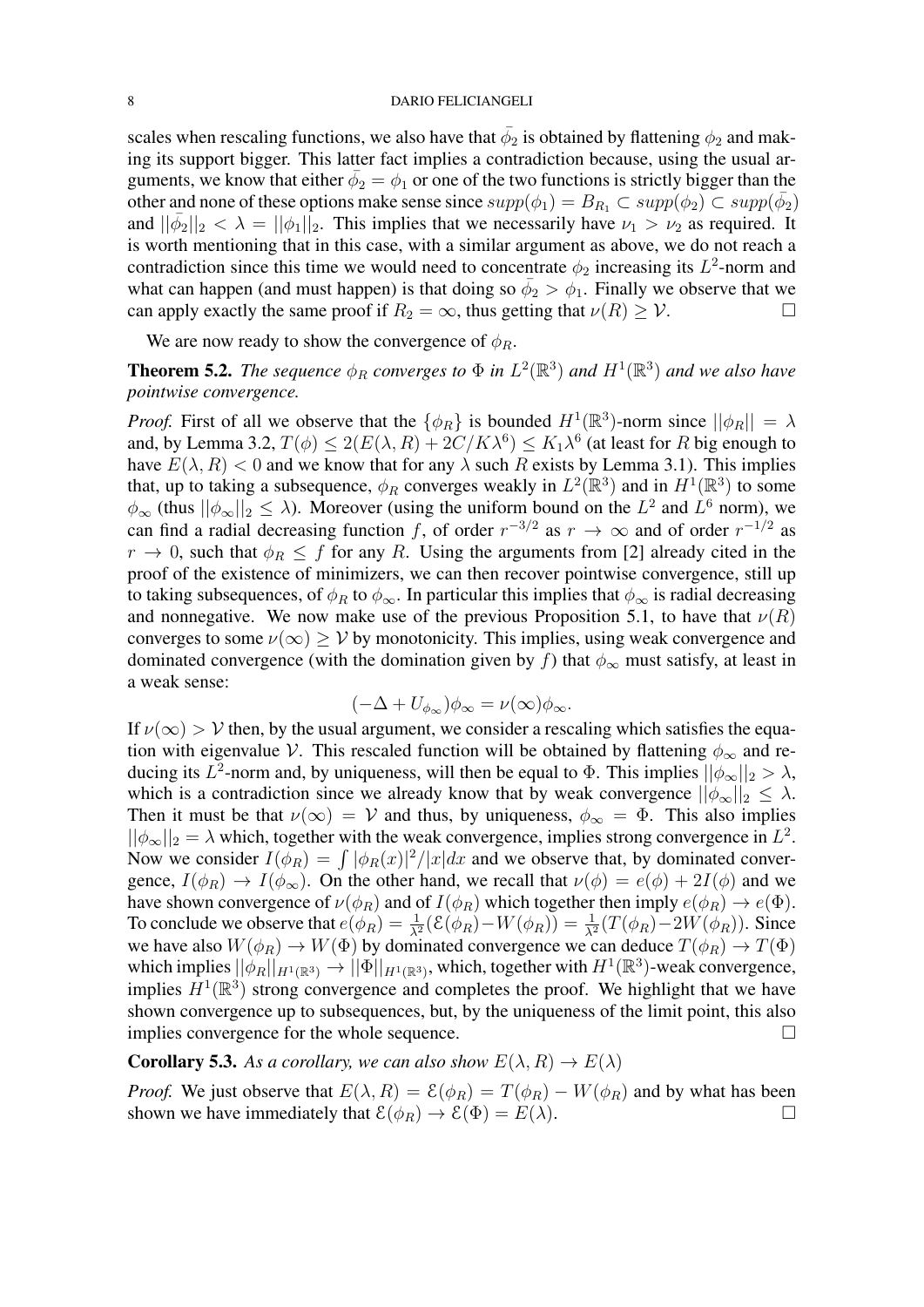scales when rescaling functions, we also have that $\bar{\phi}_2$ is obtained by flattening $\phi_2$ and making its support bigger. This latter fact implies a contradiction because, using the usual arguments, we know that either $\bar{\phi}_2 = \phi_1$ or one of the two functions is strictly bigger than the other and none of these options make sense since $supp(\phi_1) = B_{R_1} \subset supp(\phi_2) \subset supp(\bar{\phi}_2)$ and $||\bar{\phi}_2||_2 < \lambda = ||\phi_1||_2$. This implies that we necessarily have $\nu_1 > \nu_2$ as required. It is worth mentioning that in this case, with a similar argument as above, we do not reach a contradiction since this time we would need to concentrate $\phi_2$ increasing its $L^2$-norm and what can happen (and must happen) is that doing so $\bar{\phi}_2 > \phi_1$. Finally we observe that we can apply exactly the same proof if $R_2 = \infty$, thus getting that $\nu(R) \geq \mathcal{V}$. $\square$

We are now ready to show the convergence of $\phi_R$.

**Theorem 5.2.** *The sequence $\phi_R$ converges to $\Phi$ in $L^2(\mathbb{R}^3)$ and $H^1(\mathbb{R}^3)$ and we also have pointwise convergence.*

*Proof.* First of all we observe that the $\{\phi_R\}$ is bounded $H^1(\mathbb{R}^3)$-norm since $||\phi_R|| = \lambda$ and, by Lemma 3.2, $T(\phi) \leq 2(E(\lambda, R) + 2C/K\lambda^6) \leq K_1\lambda^6$ (at least for $R$ big enough to have $E(\lambda, R) < 0$ and we know that for any $\lambda$ such $R$ exists by Lemma 3.1). This implies that, up to taking a subsequence, $\phi_R$ converges weakly in $L^2(\mathbb{R}^3)$ and in $H^1(\mathbb{R}^3)$ to some $\phi_\infty$ (thus $||\phi_\infty||_2 \leq \lambda$). Moreover (using the uniform bound on the $L^2$ and $L^6$ norm), we can find a radial decreasing function $f$, of order $r^{-3/2}$ as $r \to \infty$ and of order $r^{-1/2}$ as $r \to 0$, such that $\phi_R \leq f$ for any $R$. Using the arguments from [2] already cited in the proof of the existence of minimizers, we can then recover pointwise convergence, still up to taking subsequences, of $\phi_R$ to $\phi_\infty$. In particular this implies that $\phi_\infty$ is radial decreasing and nonnegative. We now make use of the previous Proposition 5.1, to have that $\nu(R)$ converges to some $\nu(\infty) \geq \mathcal{V}$ by monotonicity. This implies, using weak convergence and dominated convergence (with the domination given by $f$) that $\phi_\infty$ must satisfy, at least in a weak sense:

$$(-\Delta + U_{\phi_\infty})\phi_\infty = \nu(\infty)\phi_\infty.$$

If $\nu(\infty) > \mathcal{V}$ then, by the usual argument, we consider a rescaling which satisfies the equation with eigenvalue $\mathcal{V}$. This rescaled function will be obtained by flattening $\phi_\infty$ and reducing its $L^2$-norm and, by uniqueness, will then be equal to $\Phi$. This implies $||\phi_\infty||_2 > \lambda$, which is a contradiction since we already know that by weak convergence $||\phi_\infty||_2 \leq \lambda$. Then it must be that $\nu(\infty) = \mathcal{V}$ and thus, by uniqueness, $\phi_\infty = \Phi$. This also implies $||\phi_\infty||_2 = \lambda$ which, together with the weak convergence, implies strong convergence in $L^2$. Now we consider $I(\phi_R) = \int |\phi_R(x)|^2/|x|dx$ and we observe that, by dominated convergence, $I(\phi_R) \to I(\phi_\infty)$. On the other hand, we recall that $\nu(\phi) = e(\phi) + 2I(\phi)$ and we have shown convergence of $\nu(\phi_R)$ and of $I(\phi_R)$ which together then imply $e(\phi_R) \to e(\Phi)$. To conclude we observe that $e(\phi_R) = \frac{1}{\lambda^2}(\mathcal{E}(\phi_R) - W(\phi_R)) = \frac{1}{\lambda^2}(T(\phi_R) - 2W(\phi_R))$. Since we have also $W(\phi_R) \to W(\Phi)$ by dominated convergence we can deduce $T(\phi_R) \to T(\Phi)$ which implies $||\phi_R||_{H^1(\mathbb{R}^3)} \to ||\Phi||_{H^1(\mathbb{R}^3)}$, which, together with $H^1(\mathbb{R}^3)$-weak convergence, implies $H^1(\mathbb{R}^3)$ strong convergence and completes the proof. We highlight that we have shown convergence up to subsequences, but, by the uniqueness of the limit point, this also implies convergence for the whole sequence. $\square$

**Corollary 5.3.** *As a corollary, we can also show $E(\lambda, R) \to E(\lambda)$*

*Proof.* We just observe that $E(\lambda, R) = \mathcal{E}(\phi_R) = T(\phi_R) - W(\phi_R)$ and by what has been shown we have immediately that $\mathcal{E}(\phi_R) \to \mathcal{E}(\Phi) = E(\lambda)$. $\square$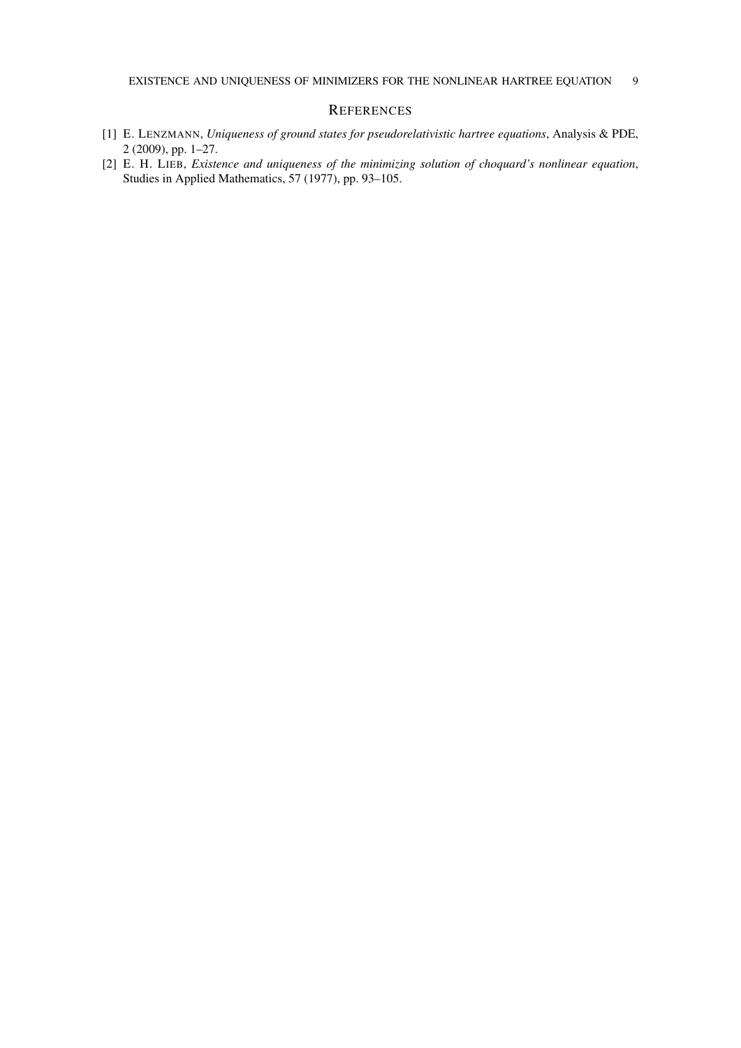## References

[1] E. Lenzmann, *Uniqueness of ground states for pseudorelativistic hartree equations*, Analysis & PDE, 2 (2009), pp. 1–27.

[2] E. H. Lieb, *Existence and uniqueness of the minimizing solution of choquard's nonlinear equation*, Studies in Applied Mathematics, 57 (1977), pp. 93–105.